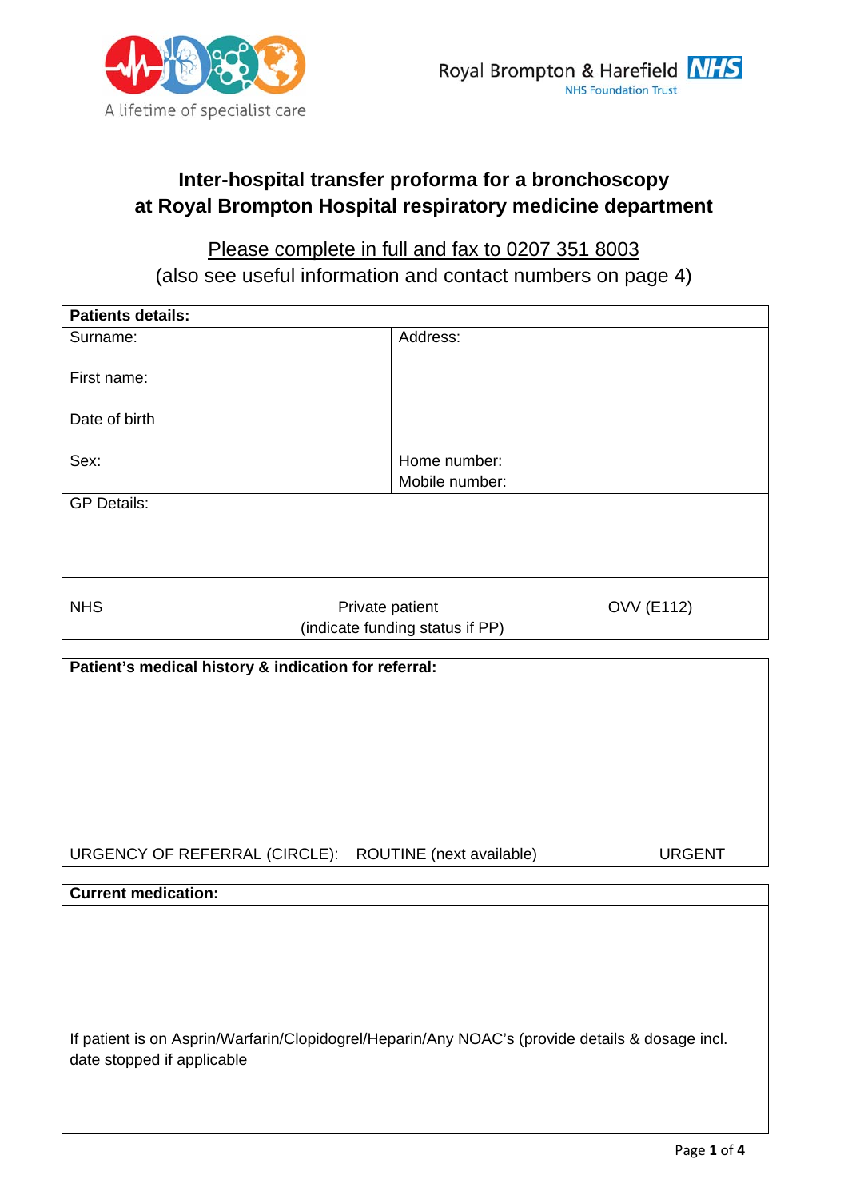A lifetime of specialist care

Royal Brompton & Harefield NHS
NHS Foundation Trust

# Inter-hospital transfer proforma for a bronchoscopy at Royal Brompton Hospital respiratory medicine department

Please complete in full and fax to 0207 351 8003
(also see useful information and contact numbers on page 4)

| **Patients details:** | |
|---|---|
| Surname:<br><br>First name:<br><br>Date of birth<br><br>Sex: | Address:<br><br><br><br><br>Home number:<br>Mobile number: |
| GP Details: | |

| NHS | Private patient<br>(indicate funding status if PP) | OVV (E112) |
|---|---|---|

**Patient's medical history & indication for referral:**

URGENCY OF REFERRAL (CIRCLE): ROUTINE (next available) URGENT

**Current medication:**

If patient is on Asprin/Warfarin/Clopidogrel/Heparin/Any NOAC's (provide details & dosage incl. date stopped if applicable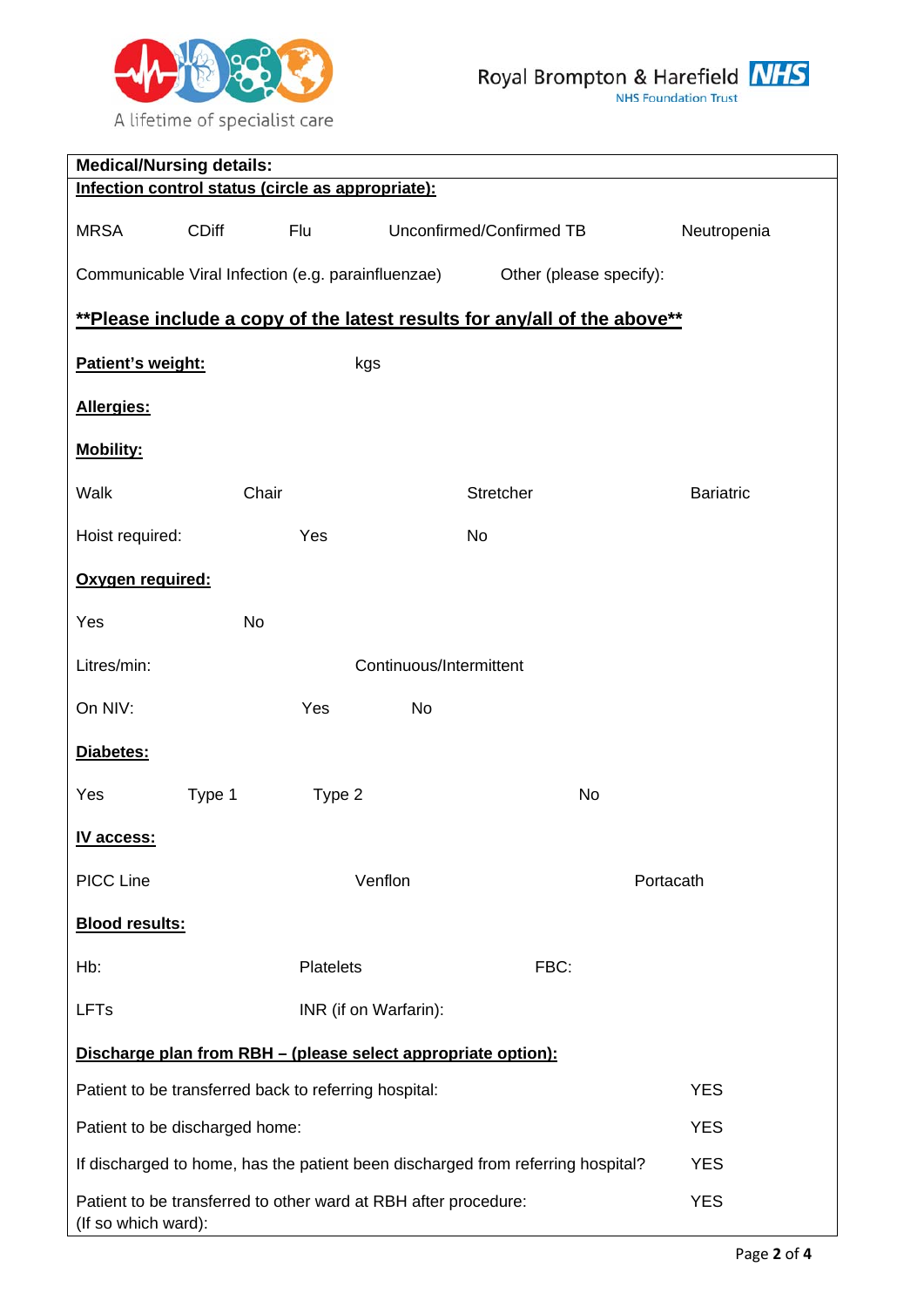**Medical/Nursing details:**

**Infection control status (circle as appropriate):**

MRSA    CDiff    Flu    Unconfirmed/Confirmed TB    Neutropenia

Communicable Viral Infection (e.g. parainfluenzae)    Other (please specify):

**Please include a copy of the latest results for any/all of the above**

**Patient's weight:**    kgs

**Allergies:**

**Mobility:**

Walk    Chair    Stretcher    Bariatric

Hoist required:    Yes    No

**Oxygen required:**

Yes    No

Litres/min:    Continuous/Intermittent

On NIV:    Yes    No

**Diabetes:**

Yes    Type 1    Type 2    No

**IV access:**

PICC Line    Venflon    Portacath

**Blood results:**

Hb:    Platelets    FBC:

LFTs    INR (if on Warfarin):

**Discharge plan from RBH – (please select appropriate option):**

| | |
|---|---|
| Patient to be transferred back to referring hospital: | YES |
| Patient to be discharged home: | YES |
| If discharged to home, has the patient been discharged from referring hospital? | YES |
| Patient to be transferred to other ward at RBH after procedure:<br>(If so which ward): | YES |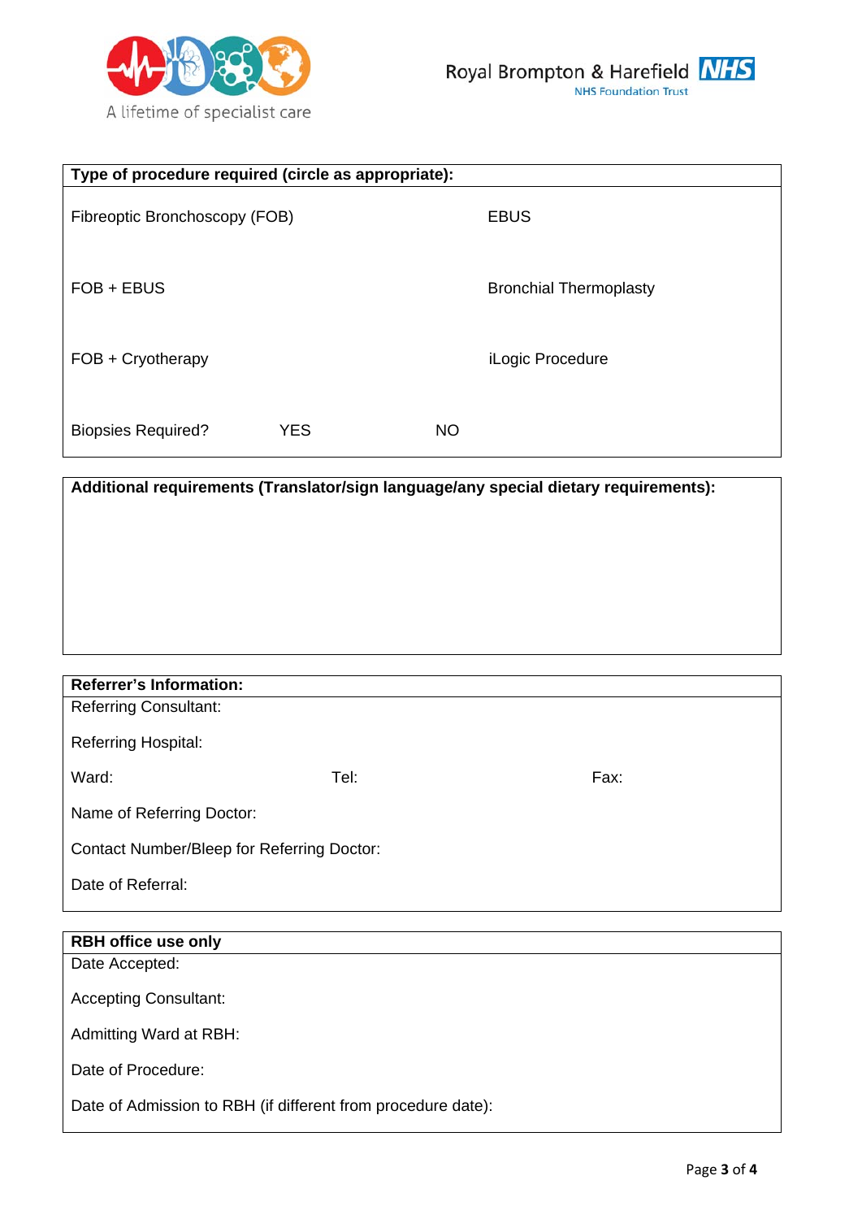| Type of procedure required (circle as appropriate): | | |
|---|---|---|
| Fibreoptic Bronchoscopy (FOB) | | EBUS |
| FOB + EBUS | | Bronchial Thermoplasty |
| FOB + Cryotherapy | | iLogic Procedure |
| Biopsies Required? YES | NO | |

| Additional requirements (Translator/sign language/any special dietary requirements): |
|---|
| |

| Referrer's Information: | | |
|---|---|---|
| Referring Consultant: | | |
| Referring Hospital: | | |
| Ward: | Tel: | Fax: |
| Name of Referring Doctor: | | |
| Contact Number/Bleep for Referring Doctor: | | |
| Date of Referral: | | |

| RBH office use only |
|---|
| Date Accepted: |
| Accepting Consultant: |
| Admitting Ward at RBH: |
| Date of Procedure: |
| Date of Admission to RBH (if different from procedure date): |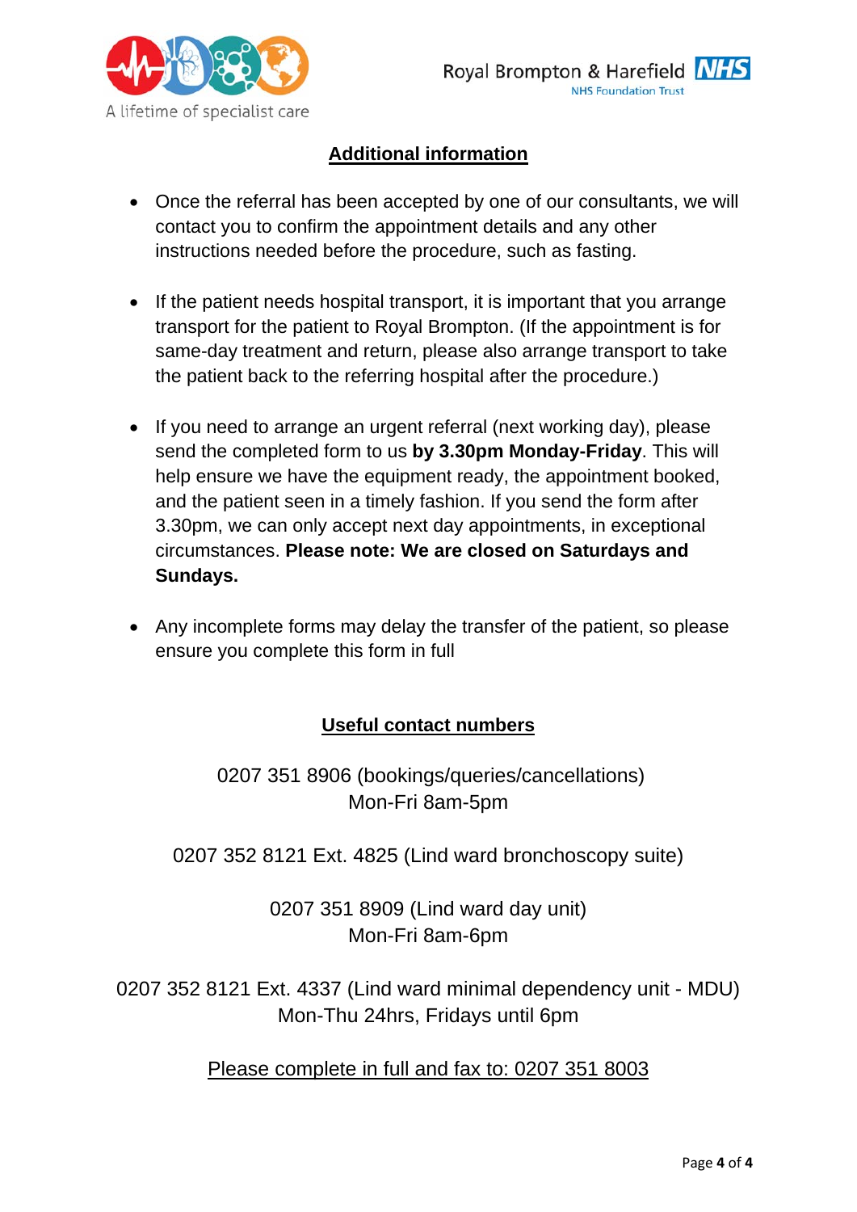## Additional information

- Once the referral has been accepted by one of our consultants, we will contact you to confirm the appointment details and any other instructions needed before the procedure, such as fasting.

- If the patient needs hospital transport, it is important that you arrange transport for the patient to Royal Brompton. (If the appointment is for same-day treatment and return, please also arrange transport to take the patient back to the referring hospital after the procedure.)

- If you need to arrange an urgent referral (next working day), please send the completed form to us **by 3.30pm Monday-Friday**. This will help ensure we have the equipment ready, the appointment booked, and the patient seen in a timely fashion. If you send the form after 3.30pm, we can only accept next day appointments, in exceptional circumstances. **Please note: We are closed on Saturdays and Sundays.**

- Any incomplete forms may delay the transfer of the patient, so please ensure you complete this form in full

## Useful contact numbers

0207 351 8906 (bookings/queries/cancellations)
Mon-Fri 8am-5pm

0207 352 8121 Ext. 4825 (Lind ward bronchoscopy suite)

0207 351 8909 (Lind ward day unit)
Mon-Fri 8am-6pm

0207 352 8121 Ext. 4337 (Lind ward minimal dependency unit - MDU)
Mon-Thu 24hrs, Fridays until 6pm

Please complete in full and fax to: 0207 351 8003